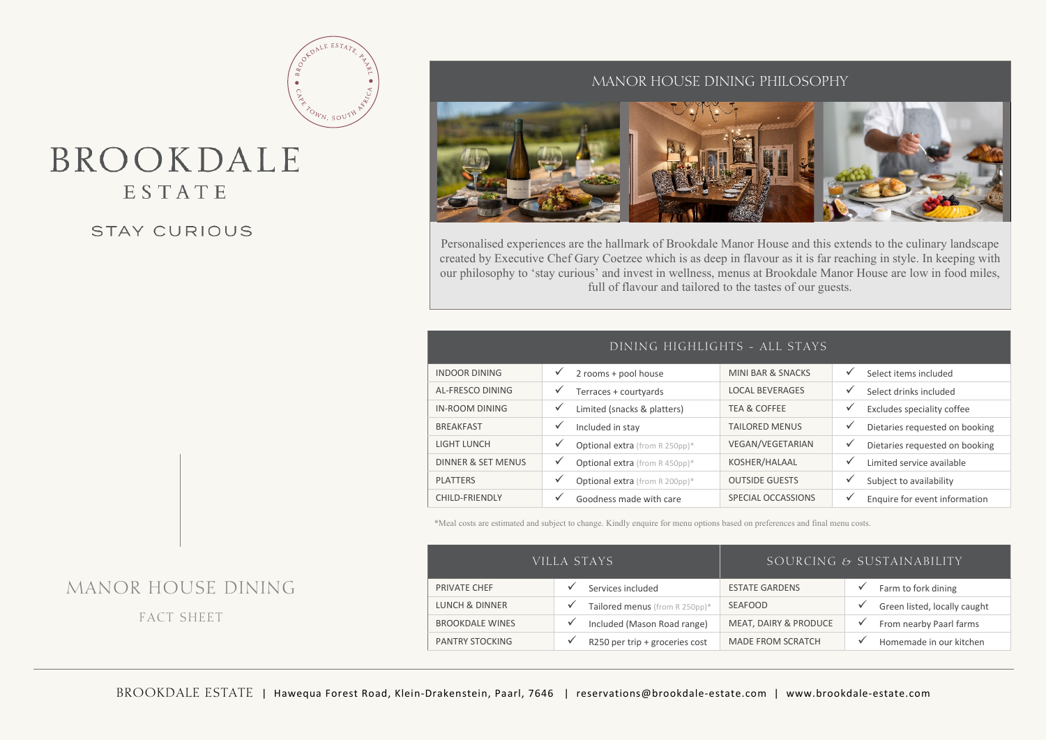# BROOKDALE ESTATE

STAY CURIOUS

## MANOR HOUSE DINING

FACT SHEET

## MANOR HOUSE DINING PHILOSOPHY

Personalised experiences are the hallmark of Brookdale Manor House and this extends to the culinary landscape created by Executive Chef Gary Coetzee which is as deep in flavour as it is far reaching in style. In keeping with our philosophy to 'stay curious' and invest in wellness, menus at Brookdale Manor House are low in food miles, full of flavour and tailored to the tastes of our guests.

## DINING HIGHLIGHTS - ALL STAYS

| | | | | | |
|---|---|---|---|---|---|
| INDOOR DINING | ✓ | 2 rooms + pool house | MINI BAR & SNACKS | ✓ | Select items included |
| AL-FRESCO DINING | ✓ | Terraces + courtyards | LOCAL BEVERAGES | ✓ | Select drinks included |
| IN-ROOM DINING | ✓ | Limited (snacks & platters) | TEA & COFFEE | ✓ | Excludes speciality coffee |
| BREAKFAST | ✓ | Included in stay | TAILORED MENUS | ✓ | Dietaries requested on booking |
| LIGHT LUNCH | ✓ | Optional extra (from R 250pp)* | VEGAN/VEGETARIAN | ✓ | Dietaries requested on booking |
| DINNER & SET MENUS | ✓ | Optional extra (from R 450pp)* | KOSHER/HALAAL | ✓ | Limited service available |
| PLATTERS | ✓ | Optional extra (from R 200pp)* | OUTSIDE GUESTS | ✓ | Subject to availability |
| CHILD-FRIENDLY | ✓ | Goodness made with care | SPECIAL OCCASSIONS | ✓ | Enquire for event information |

*Meal costs are estimated and subject to change. Kindly enquire for menu options based on preferences and final menu costs.

| VILLA STAYS | | | SOURCING & SUSTAINABILITY | | |
|---|---|---|---|---|---|
| PRIVATE CHEF | ✓ | Services included | ESTATE GARDENS | ✓ | Farm to fork dining |
| LUNCH & DINNER | ✓ | Tailored menus (from R 250pp)* | SEAFOOD | ✓ | Green listed, locally caught |
| BROOKDALE WINES | ✓ | Included (Mason Road range) | MEAT, DAIRY & PRODUCE | ✓ | From nearby Paarl farms |
| PANTRY STOCKING | ✓ | R250 per trip + groceries cost | MADE FROM SCRATCH | ✓ | Homemade in our kitchen |

BROOKDALE ESTATE | Hawequa Forest Road, Klein-Drakenstein, Paarl, 7646 | reservations@brookdale-estate.com | www.brookdale-estate.com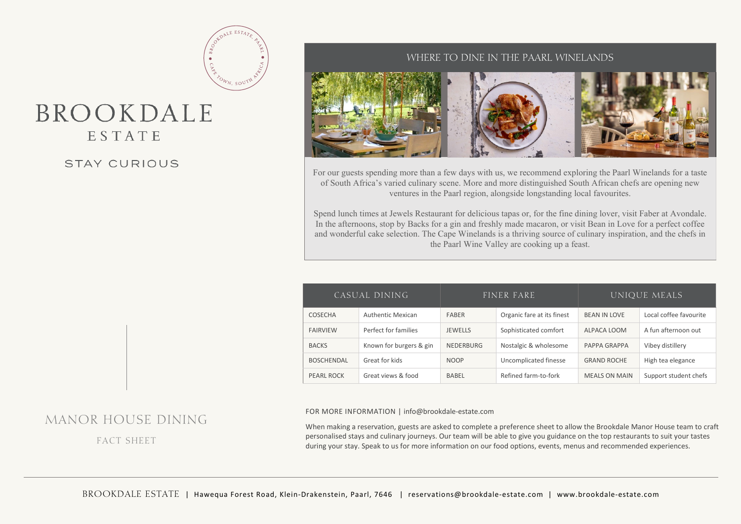# BROOKDALE
## ESTATE

STAY CURIOUS

## MANOR HOUSE DINING

FACT SHEET

## WHERE TO DINE IN THE PAARL WINELANDS

For our guests spending more than a few days with us, we recommend exploring the Paarl Winelands for a taste of South Africa's varied culinary scene. More and more distinguished South African chefs are opening new ventures in the Paarl region, alongside longstanding local favourites.

Spend lunch times at Jewels Restaurant for delicious tapas or, for the fine dining lover, visit Faber at Avondale. In the afternoons, stop by Backs for a gin and freshly made macaron, or visit Bean in Love for a perfect coffee and wonderful cake selection. The Cape Winelands is a thriving source of culinary inspiration, and the chefs in the Paarl Wine Valley are cooking up a feast.

| CASUAL DINING | | FINER FARE | | UNIQUE MEALS | |
|---|---|---|---|---|---|
| COSECHA | Authentic Mexican | FABER | Organic fare at its finest | BEAN IN LOVE | Local coffee favourite |
| FAIRVIEW | Perfect for families | JEWELLS | Sophisticated comfort | ALPACA LOOM | A fun afternoon out |
| BACKS | Known for burgers & gin | NEDERBURG | Nostalgic & wholesome | PAPPA GRAPPA | Vibey distillery |
| BOSCHENDAL | Great for kids | NOOP | Uncomplicated finesse | GRAND ROCHE | High tea elegance |
| PEARL ROCK | Great views & food | BABEL | Refined farm-to-fork | MEALS ON MAIN | Support student chefs |

FOR MORE INFORMATION | info@brookdale-estate.com

When making a reservation, guests are asked to complete a preference sheet to allow the Brookdale Manor House team to craft personalised stays and culinary journeys. Our team will be able to give you guidance on the top restaurants to suit your tastes during your stay. Speak to us for more information on our food options, events, menus and recommended experiences.

BROOKDALE ESTATE | Hawequa Forest Road, Klein-Drakenstein, Paarl, 7646 | reservations@brookdale-estate.com | www.brookdale-estate.com